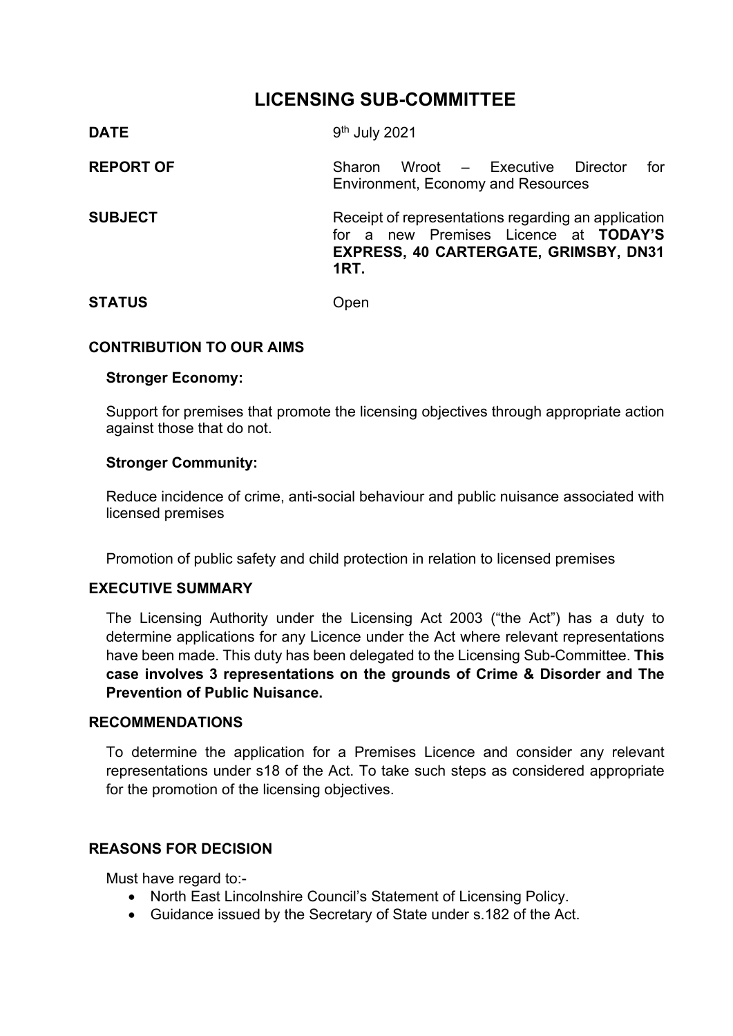# LICENSING SUB-COMMITTEE

**DATE** 9th July 2021

**REPORT OF** Sharon Wroot – Executive Director for Environment, Economy and Resources

**SUBJECT** Receipt of representations regarding an application for a new Premises Licence at **TODAY'S EXPRESS, 40 CARTERGATE, GRIMSBY, DN31 1RT.**

**STATUS** Open

## CONTRIBUTION TO OUR AIMS

**Stronger Economy:**

Support for premises that promote the licensing objectives through appropriate action against those that do not.

**Stronger Community:**

Reduce incidence of crime, anti-social behaviour and public nuisance associated with licensed premises

Promotion of public safety and child protection in relation to licensed premises

## EXECUTIVE SUMMARY

The Licensing Authority under the Licensing Act 2003 ("the Act") has a duty to determine applications for any Licence under the Act where relevant representations have been made. This duty has been delegated to the Licensing Sub-Committee. **This case involves 3 representations on the grounds of Crime & Disorder and The Prevention of Public Nuisance.**

## RECOMMENDATIONS

To determine the application for a Premises Licence and consider any relevant representations under s18 of the Act. To take such steps as considered appropriate for the promotion of the licensing objectives.

## REASONS FOR DECISION

Must have regard to:-

- North East Lincolnshire Council's Statement of Licensing Policy.
- Guidance issued by the Secretary of State under s.182 of the Act.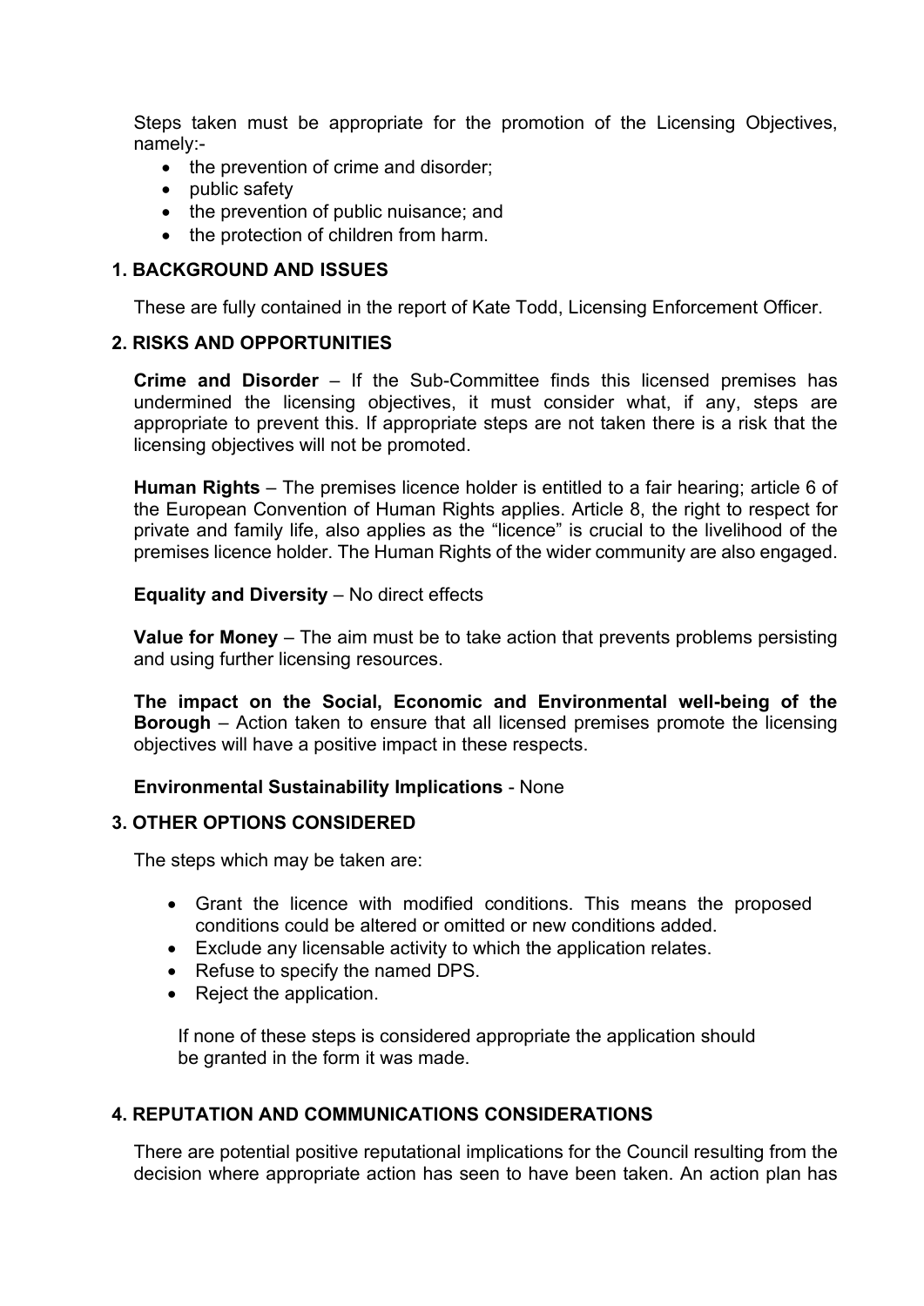Steps taken must be appropriate for the promotion of the Licensing Objectives, namely:-

- the prevention of crime and disorder;
- public safety
- the prevention of public nuisance; and
- the protection of children from harm.

## 1. BACKGROUND AND ISSUES

These are fully contained in the report of Kate Todd, Licensing Enforcement Officer.

## 2. RISKS AND OPPORTUNITIES

**Crime and Disorder** – If the Sub-Committee finds this licensed premises has undermined the licensing objectives, it must consider what, if any, steps are appropriate to prevent this. If appropriate steps are not taken there is a risk that the licensing objectives will not be promoted.

**Human Rights** – The premises licence holder is entitled to a fair hearing; article 6 of the European Convention of Human Rights applies. Article 8, the right to respect for private and family life, also applies as the "licence" is crucial to the livelihood of the premises licence holder. The Human Rights of the wider community are also engaged.

**Equality and Diversity** – No direct effects

**Value for Money** – The aim must be to take action that prevents problems persisting and using further licensing resources.

**The impact on the Social, Economic and Environmental well-being of the Borough** – Action taken to ensure that all licensed premises promote the licensing objectives will have a positive impact in these respects.

**Environmental Sustainability Implications** - None

## 3. OTHER OPTIONS CONSIDERED

The steps which may be taken are:

- Grant the licence with modified conditions. This means the proposed conditions could be altered or omitted or new conditions added.
- Exclude any licensable activity to which the application relates.
- Refuse to specify the named DPS.
- Reject the application.

If none of these steps is considered appropriate the application should be granted in the form it was made.

## 4. REPUTATION AND COMMUNICATIONS CONSIDERATIONS

There are potential positive reputational implications for the Council resulting from the decision where appropriate action has seen to have been taken. An action plan has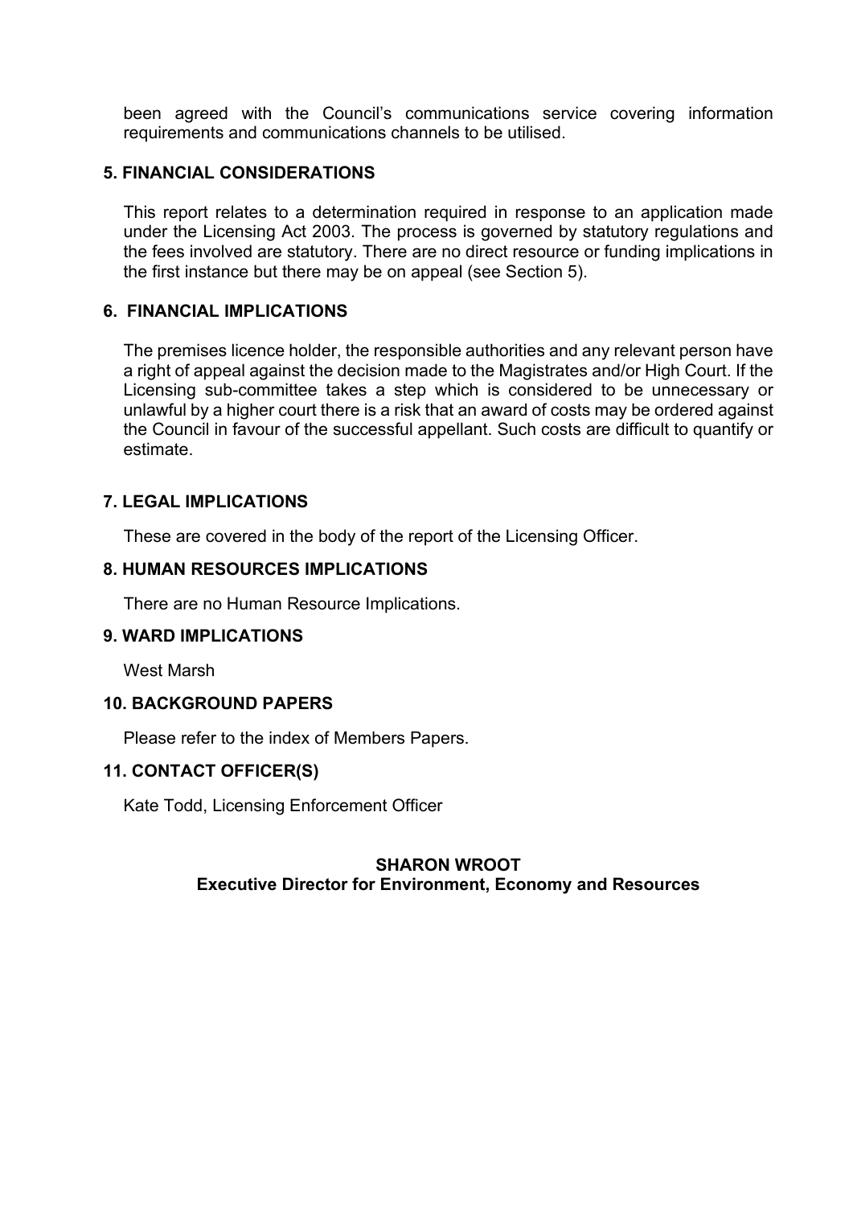been agreed with the Council's communications service covering information requirements and communications channels to be utilised.

## 5. FINANCIAL CONSIDERATIONS

This report relates to a determination required in response to an application made under the Licensing Act 2003. The process is governed by statutory regulations and the fees involved are statutory. There are no direct resource or funding implications in the first instance but there may be on appeal (see Section 5).

## 6. FINANCIAL IMPLICATIONS

The premises licence holder, the responsible authorities and any relevant person have a right of appeal against the decision made to the Magistrates and/or High Court. If the Licensing sub-committee takes a step which is considered to be unnecessary or unlawful by a higher court there is a risk that an award of costs may be ordered against the Council in favour of the successful appellant. Such costs are difficult to quantify or estimate.

## 7. LEGAL IMPLICATIONS

These are covered in the body of the report of the Licensing Officer.

## 8. HUMAN RESOURCES IMPLICATIONS

There are no Human Resource Implications.

## 9. WARD IMPLICATIONS

West Marsh

## 10. BACKGROUND PAPERS

Please refer to the index of Members Papers.

## 11. CONTACT OFFICER(S)

Kate Todd, Licensing Enforcement Officer

**SHARON WROOT**
**Executive Director for Environment, Economy and Resources**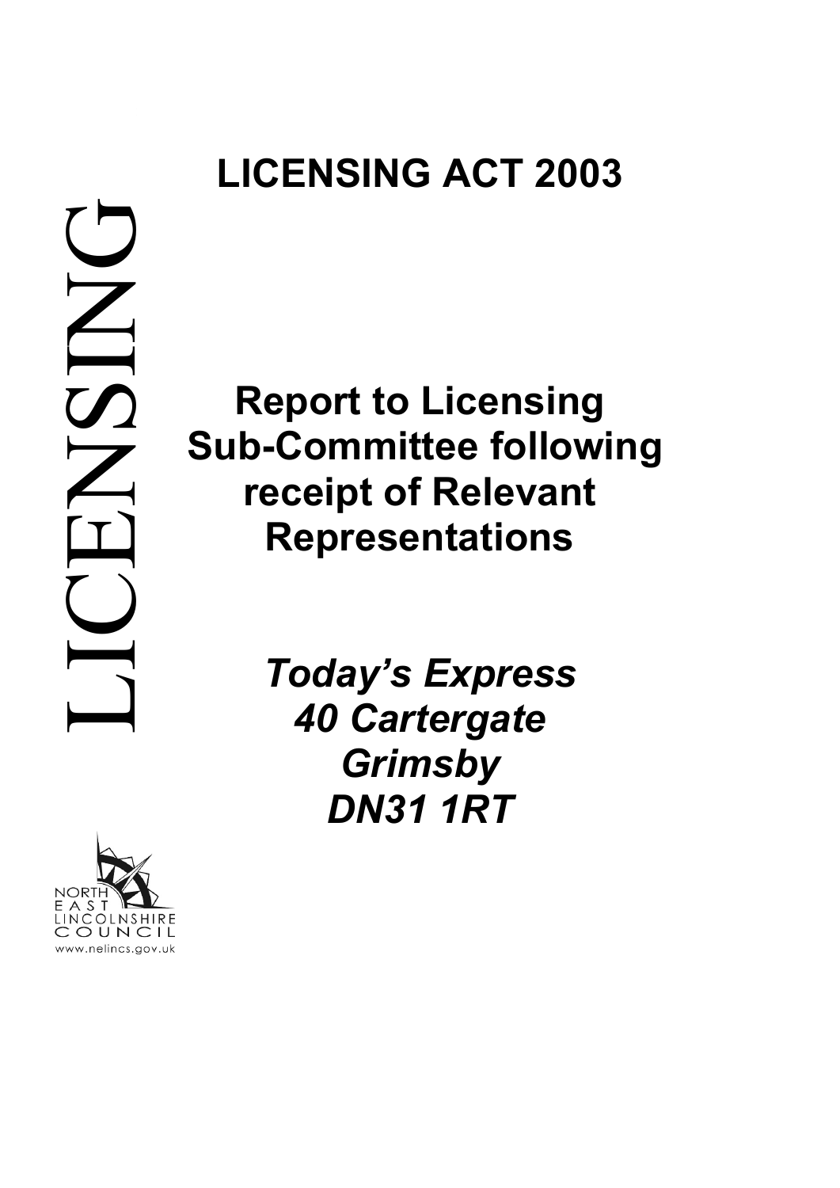# LICENSING ACT 2003

LICENSING

## Report to Licensing Sub-Committee following receipt of Relevant Representations

*Today's Express*
*40 Cartergate*
*Grimsby*
*DN31 1RT*

NORTH EAST LINCOLNSHIRE COUNCIL
www.nelincs.gov.uk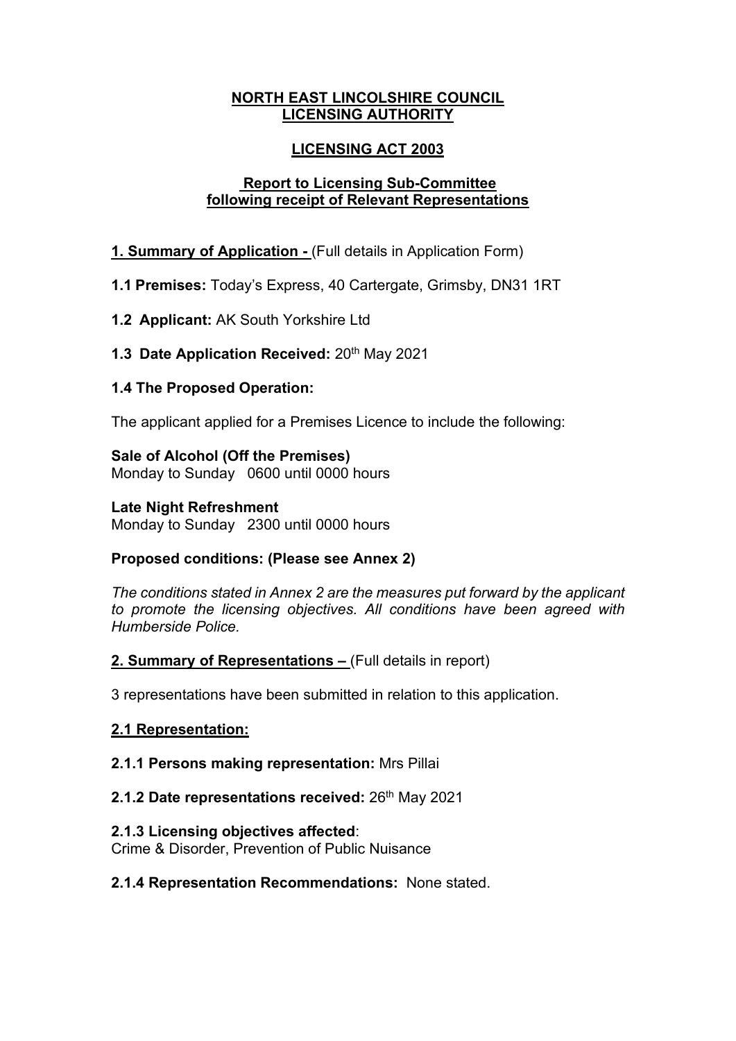**NORTH EAST LINCOLSHIRE COUNCIL**
**LICENSING AUTHORITY**

**LICENSING ACT 2003**

**Report to Licensing Sub-Committee following receipt of Relevant Representations**

**1. Summary of Application -** (Full details in Application Form)

**1.1 Premises:** Today's Express, 40 Cartergate, Grimsby, DN31 1RT

**1.2 Applicant:** AK South Yorkshire Ltd

**1.3 Date Application Received:** 20th May 2021

**1.4 The Proposed Operation:**

The applicant applied for a Premises Licence to include the following:

**Sale of Alcohol (Off the Premises)**
Monday to Sunday 0600 until 0000 hours

**Late Night Refreshment**
Monday to Sunday 2300 until 0000 hours

**Proposed conditions: (Please see Annex 2)**

*The conditions stated in Annex 2 are the measures put forward by the applicant to promote the licensing objectives. All conditions have been agreed with Humberside Police.*

**2. Summary of Representations –** (Full details in report)

3 representations have been submitted in relation to this application.

**2.1 Representation:**

**2.1.1 Persons making representation:** Mrs Pillai

**2.1.2 Date representations received:** 26th May 2021

**2.1.3 Licensing objectives affected**:
Crime & Disorder, Prevention of Public Nuisance

**2.1.4 Representation Recommendations:** None stated.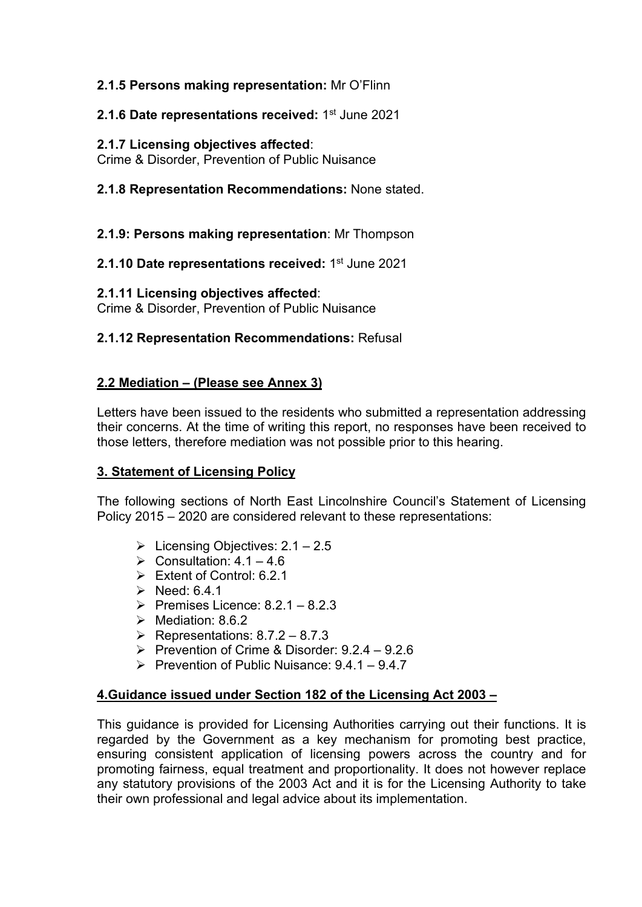**2.1.5 Persons making representation:** Mr O'Flinn

**2.1.6 Date representations received:** 1st June 2021

**2.1.7 Licensing objectives affected**:
Crime & Disorder, Prevention of Public Nuisance

**2.1.8 Representation Recommendations:** None stated.

**2.1.9: Persons making representation**: Mr Thompson

**2.1.10 Date representations received:** 1st June 2021

**2.1.11 Licensing objectives affected**:
Crime & Disorder, Prevention of Public Nuisance

**2.1.12 Representation Recommendations:** Refusal

## 2.2 Mediation – (Please see Annex 3)

Letters have been issued to the residents who submitted a representation addressing their concerns. At the time of writing this report, no responses have been received to those letters, therefore mediation was not possible prior to this hearing.

## 3. Statement of Licensing Policy

The following sections of North East Lincolnshire Council's Statement of Licensing Policy 2015 – 2020 are considered relevant to these representations:

- Licensing Objectives: 2.1 – 2.5
- Consultation: 4.1 – 4.6
- Extent of Control: 6.2.1
- Need: 6.4.1
- Premises Licence: 8.2.1 – 8.2.3
- Mediation: 8.6.2
- Representations: 8.7.2 – 8.7.3
- Prevention of Crime & Disorder: 9.2.4 – 9.2.6
- Prevention of Public Nuisance: 9.4.1 – 9.4.7

## 4.Guidance issued under Section 182 of the Licensing Act 2003 –

This guidance is provided for Licensing Authorities carrying out their functions. It is regarded by the Government as a key mechanism for promoting best practice, ensuring consistent application of licensing powers across the country and for promoting fairness, equal treatment and proportionality. It does not however replace any statutory provisions of the 2003 Act and it is for the Licensing Authority to take their own professional and legal advice about its implementation.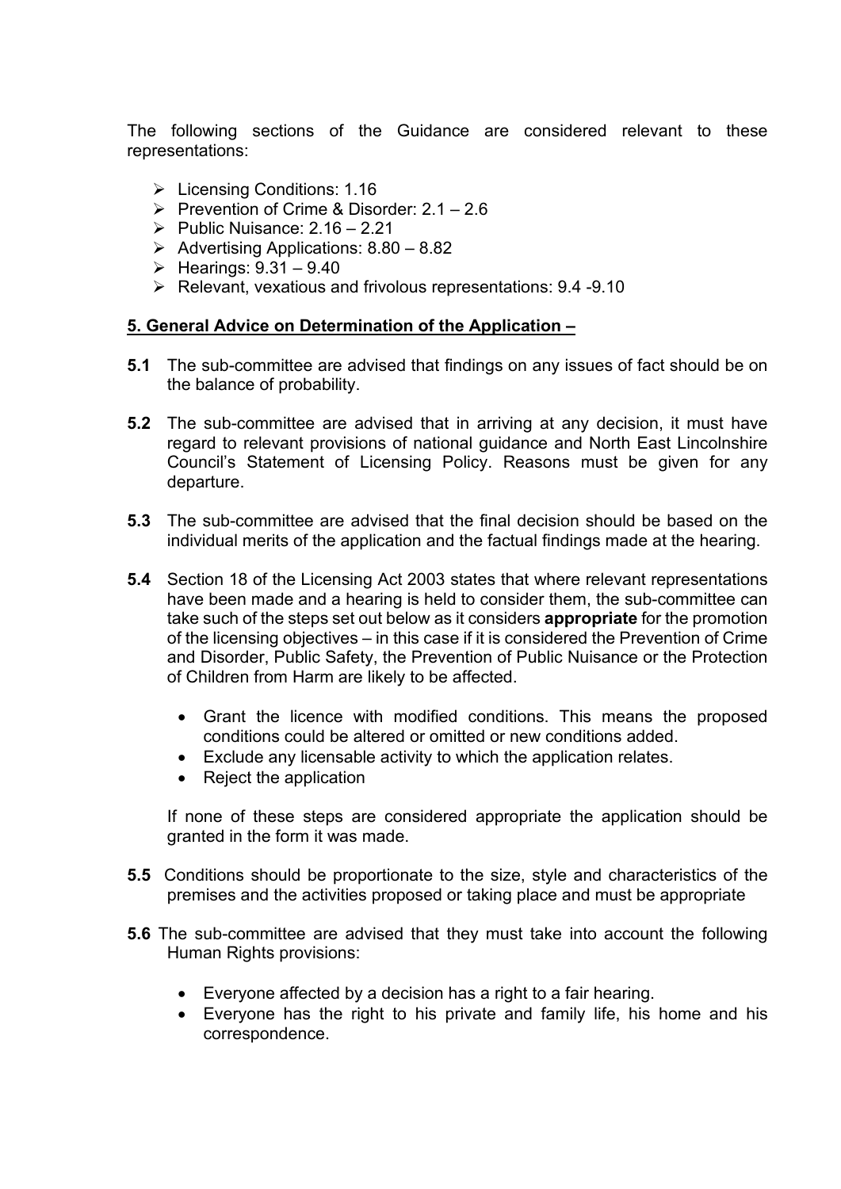The following sections of the Guidance are considered relevant to these representations:

- Licensing Conditions: 1.16
- Prevention of Crime & Disorder: 2.1 – 2.6
- Public Nuisance: 2.16 – 2.21
- Advertising Applications: 8.80 – 8.82
- Hearings: 9.31 – 9.40
- Relevant, vexatious and frivolous representations: 9.4 -9.10

**5. General Advice on Determination of the Application –**

**5.1** The sub-committee are advised that findings on any issues of fact should be on the balance of probability.

**5.2** The sub-committee are advised that in arriving at any decision, it must have regard to relevant provisions of national guidance and North East Lincolnshire Council's Statement of Licensing Policy. Reasons must be given for any departure.

**5.3** The sub-committee are advised that the final decision should be based on the individual merits of the application and the factual findings made at the hearing.

**5.4** Section 18 of the Licensing Act 2003 states that where relevant representations have been made and a hearing is held to consider them, the sub-committee can take such of the steps set out below as it considers **appropriate** for the promotion of the licensing objectives – in this case if it is considered the Prevention of Crime and Disorder, Public Safety, the Prevention of Public Nuisance or the Protection of Children from Harm are likely to be affected.

- Grant the licence with modified conditions. This means the proposed conditions could be altered or omitted or new conditions added.
- Exclude any licensable activity to which the application relates.
- Reject the application

If none of these steps are considered appropriate the application should be granted in the form it was made.

**5.5** Conditions should be proportionate to the size, style and characteristics of the premises and the activities proposed or taking place and must be appropriate

**5.6** The sub-committee are advised that they must take into account the following Human Rights provisions:

- Everyone affected by a decision has a right to a fair hearing.
- Everyone has the right to his private and family life, his home and his correspondence.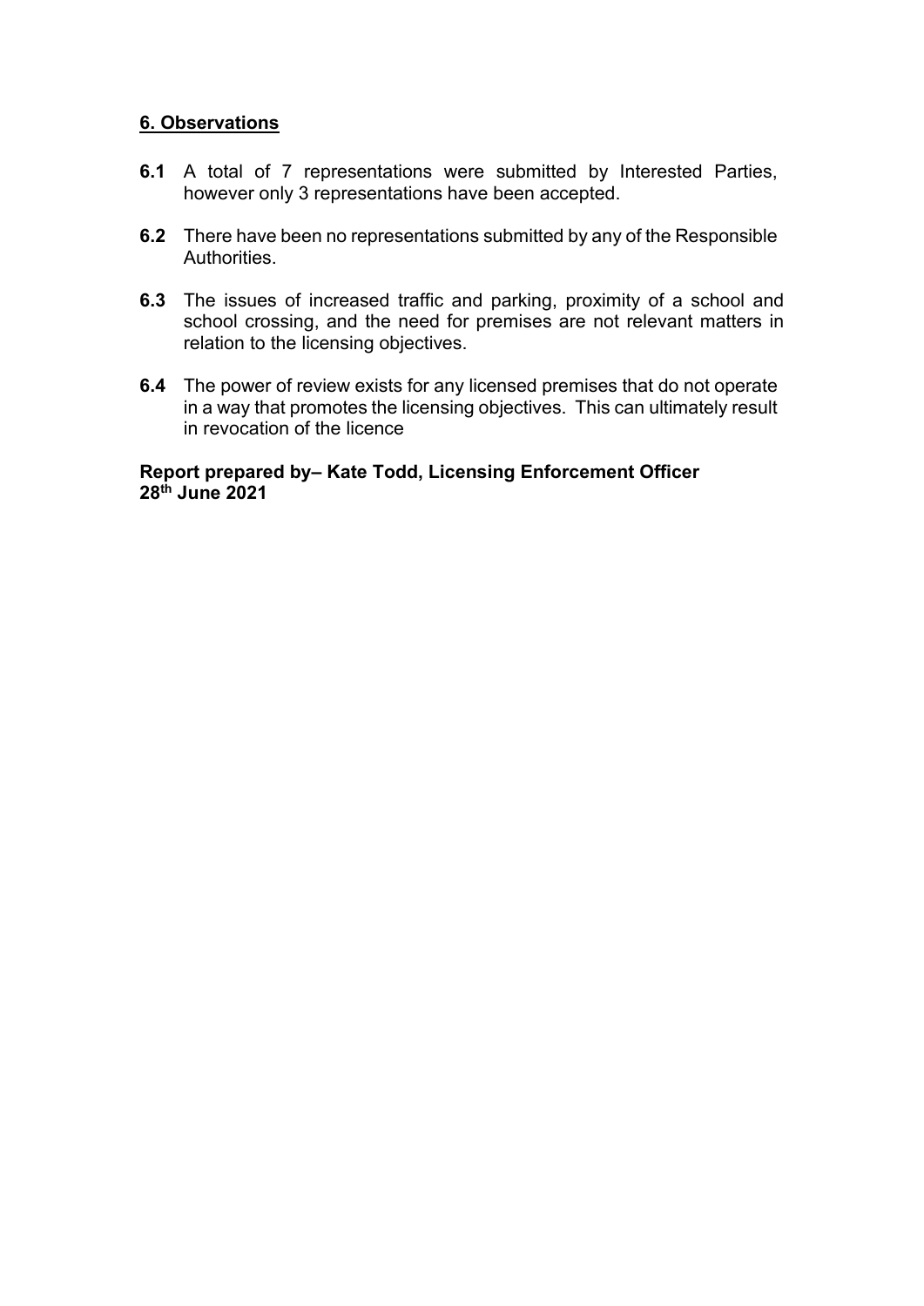## 6. Observations

**6.1** A total of 7 representations were submitted by Interested Parties, however only 3 representations have been accepted.

**6.2** There have been no representations submitted by any of the Responsible Authorities.

**6.3** The issues of increased traffic and parking, proximity of a school and school crossing, and the need for premises are not relevant matters in relation to the licensing objectives.

**6.4** The power of review exists for any licensed premises that do not operate in a way that promotes the licensing objectives. This can ultimately result in revocation of the licence

**Report prepared by– Kate Todd, Licensing Enforcement Officer**
**28th June 2021**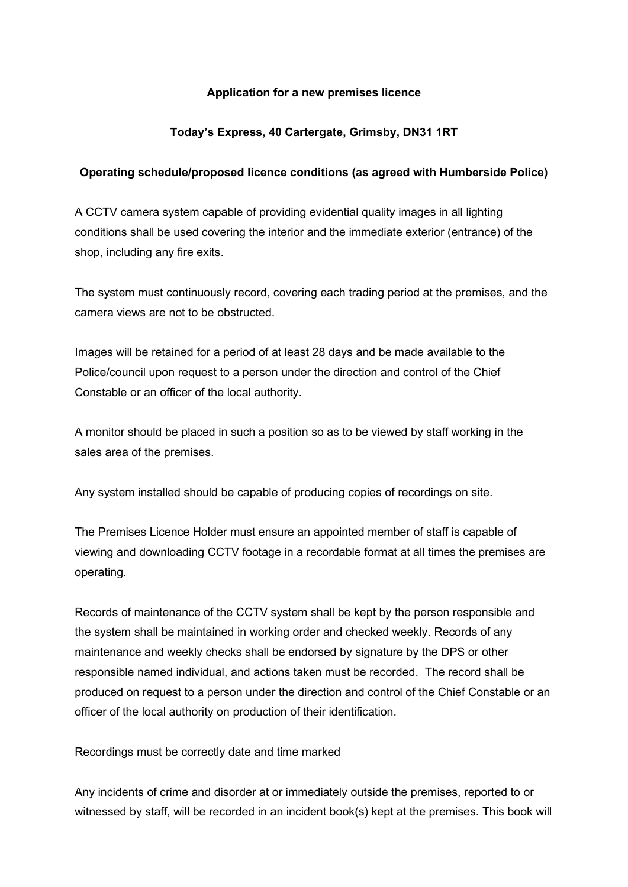**Application for a new premises licence**

**Today's Express, 40 Cartergate, Grimsby, DN31 1RT**

**Operating schedule/proposed licence conditions (as agreed with Humberside Police)**

A CCTV camera system capable of providing evidential quality images in all lighting conditions shall be used covering the interior and the immediate exterior (entrance) of the shop, including any fire exits.

The system must continuously record, covering each trading period at the premises, and the camera views are not to be obstructed.

Images will be retained for a period of at least 28 days and be made available to the Police/council upon request to a person under the direction and control of the Chief Constable or an officer of the local authority.

A monitor should be placed in such a position so as to be viewed by staff working in the sales area of the premises.

Any system installed should be capable of producing copies of recordings on site.

The Premises Licence Holder must ensure an appointed member of staff is capable of viewing and downloading CCTV footage in a recordable format at all times the premises are operating.

Records of maintenance of the CCTV system shall be kept by the person responsible and the system shall be maintained in working order and checked weekly. Records of any maintenance and weekly checks shall be endorsed by signature by the DPS or other responsible named individual, and actions taken must be recorded. The record shall be produced on request to a person under the direction and control of the Chief Constable or an officer of the local authority on production of their identification.

Recordings must be correctly date and time marked

Any incidents of crime and disorder at or immediately outside the premises, reported to or witnessed by staff, will be recorded in an incident book(s) kept at the premises. This book will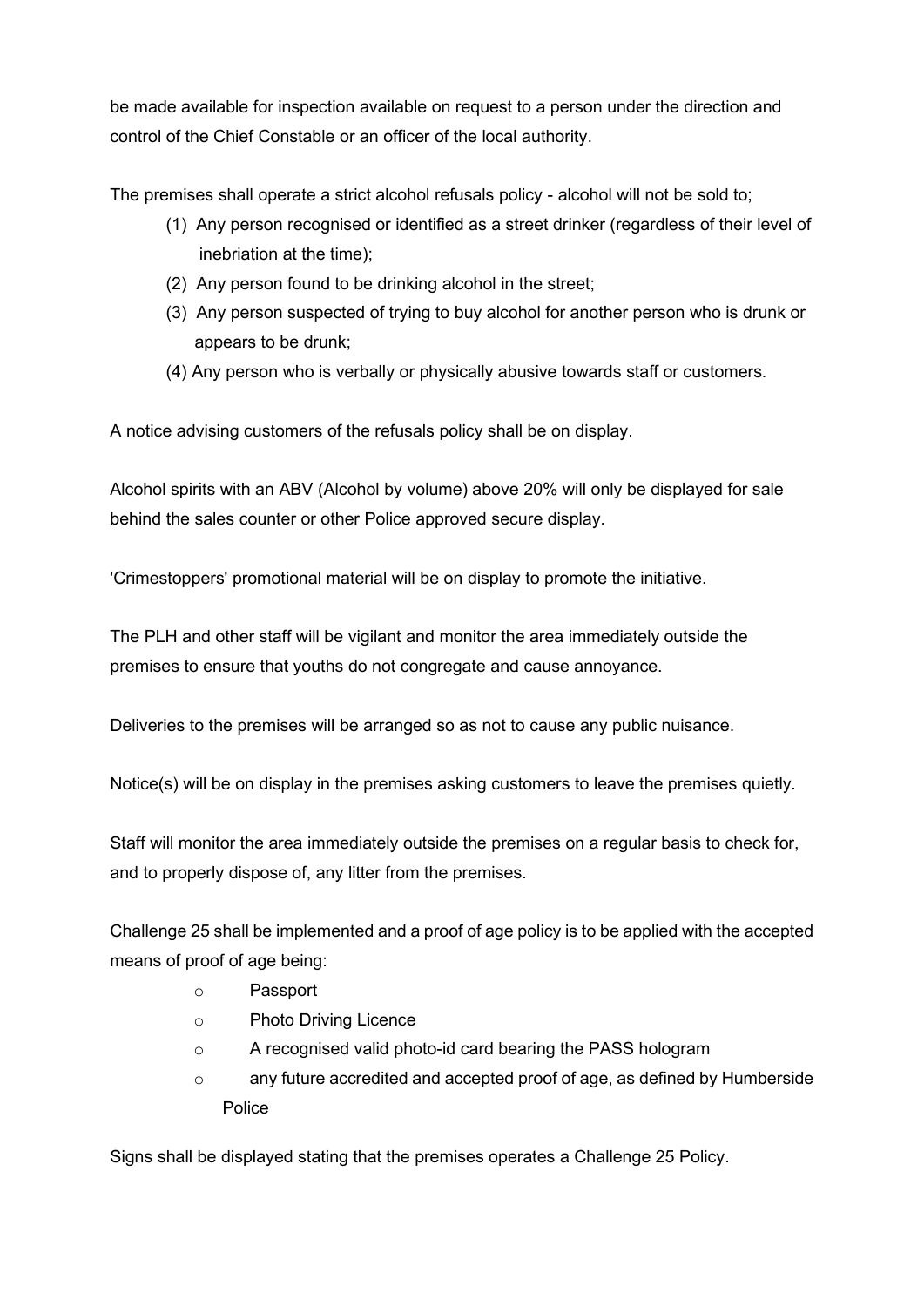be made available for inspection available on request to a person under the direction and control of the Chief Constable or an officer of the local authority.

The premises shall operate a strict alcohol refusals policy - alcohol will not be sold to;

(1) Any person recognised or identified as a street drinker (regardless of their level of inebriation at the time);
(2) Any person found to be drinking alcohol in the street;
(3) Any person suspected of trying to buy alcohol for another person who is drunk or appears to be drunk;
(4) Any person who is verbally or physically abusive towards staff or customers.

A notice advising customers of the refusals policy shall be on display.

Alcohol spirits with an ABV (Alcohol by volume) above 20% will only be displayed for sale behind the sales counter or other Police approved secure display.

'Crimestoppers' promotional material will be on display to promote the initiative.

The PLH and other staff will be vigilant and monitor the area immediately outside the premises to ensure that youths do not congregate and cause annoyance.

Deliveries to the premises will be arranged so as not to cause any public nuisance.

Notice(s) will be on display in the premises asking customers to leave the premises quietly.

Staff will monitor the area immediately outside the premises on a regular basis to check for, and to properly dispose of, any litter from the premises.

Challenge 25 shall be implemented and a proof of age policy is to be applied with the accepted means of proof of age being:

- Passport
- Photo Driving Licence
- A recognised valid photo-id card bearing the PASS hologram
- any future accredited and accepted proof of age, as defined by Humberside Police

Signs shall be displayed stating that the premises operates a Challenge 25 Policy.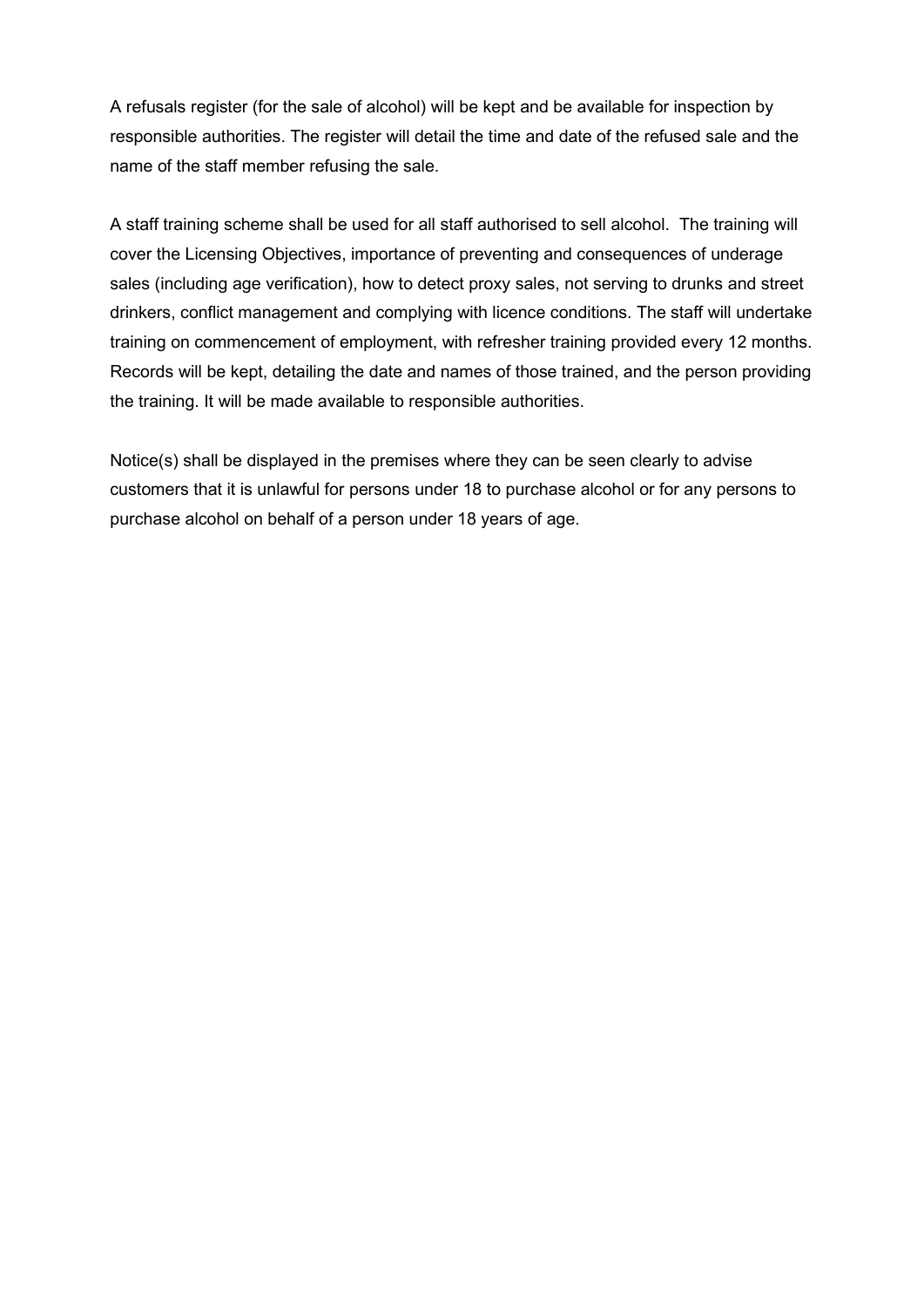A refusals register (for the sale of alcohol) will be kept and be available for inspection by responsible authorities. The register will detail the time and date of the refused sale and the name of the staff member refusing the sale.

A staff training scheme shall be used for all staff authorised to sell alcohol.  The training will cover the Licensing Objectives, importance of preventing and consequences of underage sales (including age verification), how to detect proxy sales, not serving to drunks and street drinkers, conflict management and complying with licence conditions. The staff will undertake training on commencement of employment, with refresher training provided every 12 months. Records will be kept, detailing the date and names of those trained, and the person providing the training. It will be made available to responsible authorities.

Notice(s) shall be displayed in the premises where they can be seen clearly to advise customers that it is unlawful for persons under 18 to purchase alcohol or for any persons to purchase alcohol on behalf of a person under 18 years of age.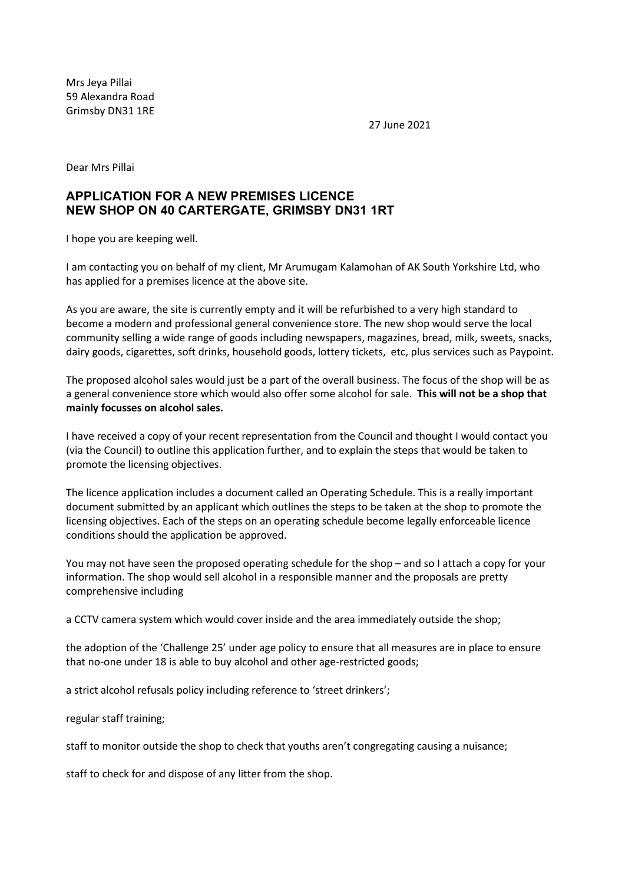Mrs Jeya Pillai
59 Alexandra Road
Grimsby DN31 1RE

27 June 2021

Dear Mrs Pillai

## APPLICATION FOR A NEW PREMISES LICENCE
## NEW SHOP ON 40 CARTERGATE, GRIMSBY DN31 1RT

I hope you are keeping well.

I am contacting you on behalf of my client, Mr Arumugam Kalamohan of AK South Yorkshire Ltd, who has applied for a premises licence at the above site.

As you are aware, the site is currently empty and it will be refurbished to a very high standard to become a modern and professional general convenience store. The new shop would serve the local community selling a wide range of goods including newspapers, magazines, bread, milk, sweets, snacks, dairy goods, cigarettes, soft drinks, household goods, lottery tickets, etc, plus services such as Paypoint.

The proposed alcohol sales would just be a part of the overall business. The focus of the shop will be as a general convenience store which would also offer some alcohol for sale. **This will not be a shop that mainly focusses on alcohol sales.**

I have received a copy of your recent representation from the Council and thought I would contact you (via the Council) to outline this application further, and to explain the steps that would be taken to promote the licensing objectives.

The licence application includes a document called an Operating Schedule. This is a really important document submitted by an applicant which outlines the steps to be taken at the shop to promote the licensing objectives. Each of the steps on an operating schedule become legally enforceable licence conditions should the application be approved.

You may not have seen the proposed operating schedule for the shop – and so I attach a copy for your information. The shop would sell alcohol in a responsible manner and the proposals are pretty comprehensive including

a CCTV camera system which would cover inside and the area immediately outside the shop;

the adoption of the 'Challenge 25' under age policy to ensure that all measures are in place to ensure that no-one under 18 is able to buy alcohol and other age-restricted goods;

a strict alcohol refusals policy including reference to 'street drinkers';

regular staff training;

staff to monitor outside the shop to check that youths aren't congregating causing a nuisance;

staff to check for and dispose of any litter from the shop.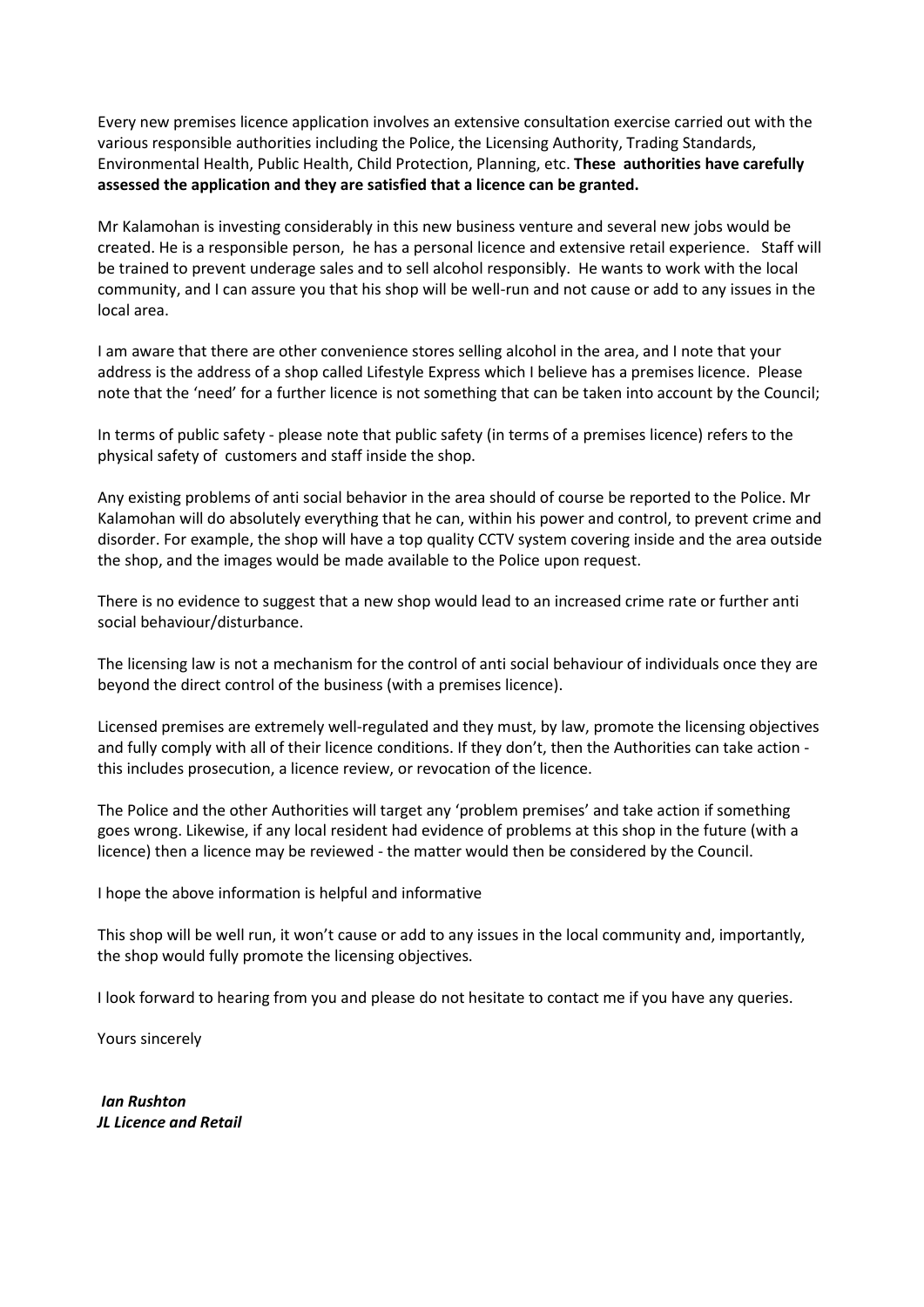Every new premises licence application involves an extensive consultation exercise carried out with the various responsible authorities including the Police, the Licensing Authority, Trading Standards, Environmental Health, Public Health, Child Protection, Planning, etc. **These authorities have carefully assessed the application and they are satisfied that a licence can be granted.**

Mr Kalamohan is investing considerably in this new business venture and several new jobs would be created. He is a responsible person, he has a personal licence and extensive retail experience. Staff will be trained to prevent underage sales and to sell alcohol responsibly. He wants to work with the local community, and I can assure you that his shop will be well-run and not cause or add to any issues in the local area.

I am aware that there are other convenience stores selling alcohol in the area, and I note that your address is the address of a shop called Lifestyle Express which I believe has a premises licence. Please note that the 'need' for a further licence is not something that can be taken into account by the Council;

In terms of public safety - please note that public safety (in terms of a premises licence) refers to the physical safety of customers and staff inside the shop.

Any existing problems of anti social behavior in the area should of course be reported to the Police. Mr Kalamohan will do absolutely everything that he can, within his power and control, to prevent crime and disorder. For example, the shop will have a top quality CCTV system covering inside and the area outside the shop, and the images would be made available to the Police upon request.

There is no evidence to suggest that a new shop would lead to an increased crime rate or further anti social behaviour/disturbance.

The licensing law is not a mechanism for the control of anti social behaviour of individuals once they are beyond the direct control of the business (with a premises licence).

Licensed premises are extremely well-regulated and they must, by law, promote the licensing objectives and fully comply with all of their licence conditions. If they don't, then the Authorities can take action - this includes prosecution, a licence review, or revocation of the licence.

The Police and the other Authorities will target any 'problem premises' and take action if something goes wrong. Likewise, if any local resident had evidence of problems at this shop in the future (with a licence) then a licence may be reviewed - the matter would then be considered by the Council.

I hope the above information is helpful and informative

This shop will be well run, it won't cause or add to any issues in the local community and, importantly, the shop would fully promote the licensing objectives.

I look forward to hearing from you and please do not hesitate to contact me if you have any queries.

Yours sincerely

***Ian Rushton***
***JL Licence and Retail***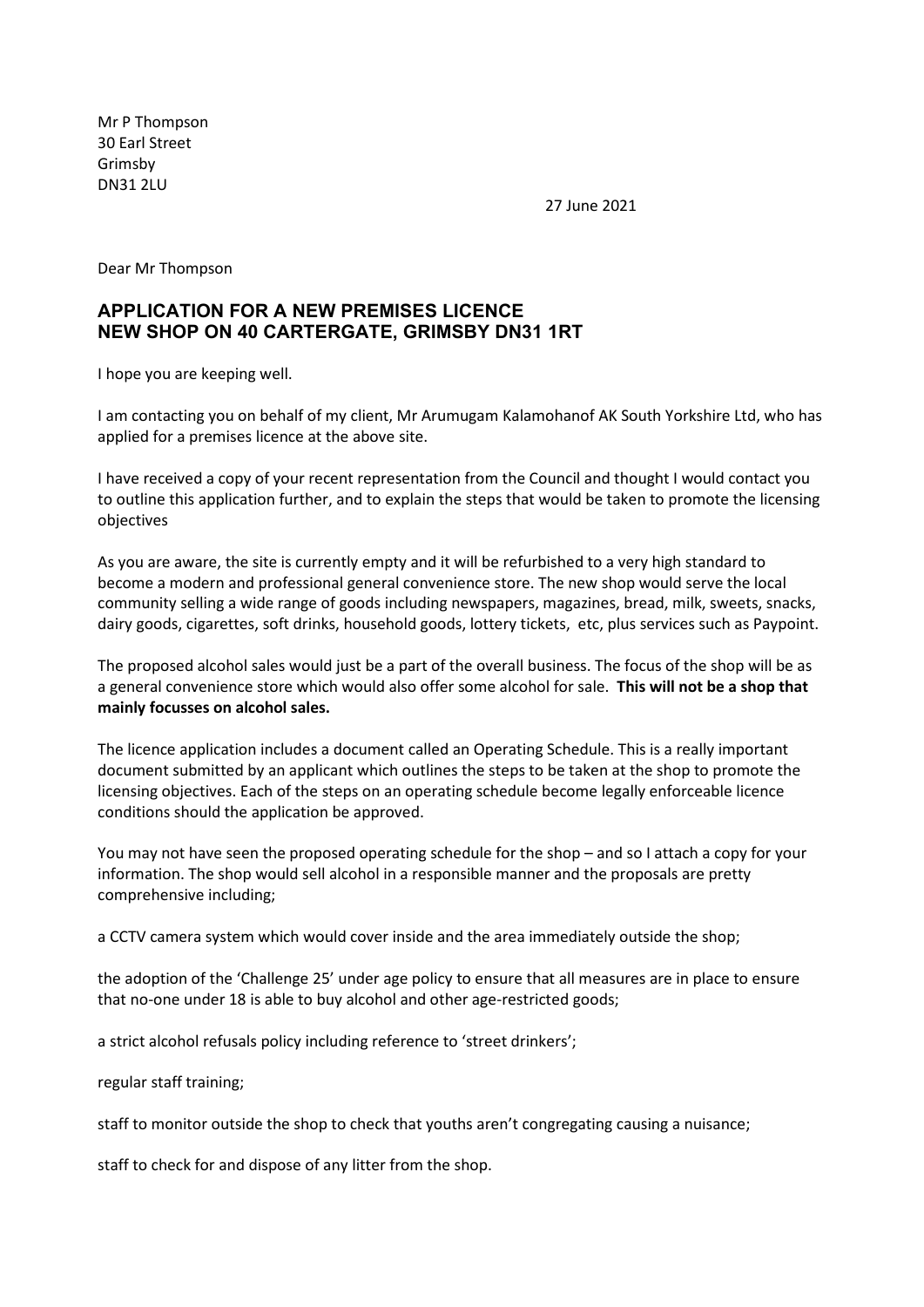Mr P Thompson
30 Earl Street
Grimsby
DN31 2LU

27 June 2021

Dear Mr Thompson

## APPLICATION FOR A NEW PREMISES LICENCE
## NEW SHOP ON 40 CARTERGATE, GRIMSBY DN31 1RT

I hope you are keeping well.

I am contacting you on behalf of my client, Mr Arumugam Kalamohanof AK South Yorkshire Ltd, who has applied for a premises licence at the above site.

I have received a copy of your recent representation from the Council and thought I would contact you to outline this application further, and to explain the steps that would be taken to promote the licensing objectives

As you are aware, the site is currently empty and it will be refurbished to a very high standard to become a modern and professional general convenience store. The new shop would serve the local community selling a wide range of goods including newspapers, magazines, bread, milk, sweets, snacks, dairy goods, cigarettes, soft drinks, household goods, lottery tickets, etc, plus services such as Paypoint.

The proposed alcohol sales would just be a part of the overall business. The focus of the shop will be as a general convenience store which would also offer some alcohol for sale. **This will not be a shop that mainly focusses on alcohol sales.**

The licence application includes a document called an Operating Schedule. This is a really important document submitted by an applicant which outlines the steps to be taken at the shop to promote the licensing objectives. Each of the steps on an operating schedule become legally enforceable licence conditions should the application be approved.

You may not have seen the proposed operating schedule for the shop – and so I attach a copy for your information. The shop would sell alcohol in a responsible manner and the proposals are pretty comprehensive including;

a CCTV camera system which would cover inside and the area immediately outside the shop;

the adoption of the 'Challenge 25' under age policy to ensure that all measures are in place to ensure that no-one under 18 is able to buy alcohol and other age-restricted goods;

a strict alcohol refusals policy including reference to 'street drinkers';

regular staff training;

staff to monitor outside the shop to check that youths aren't congregating causing a nuisance;

staff to check for and dispose of any litter from the shop.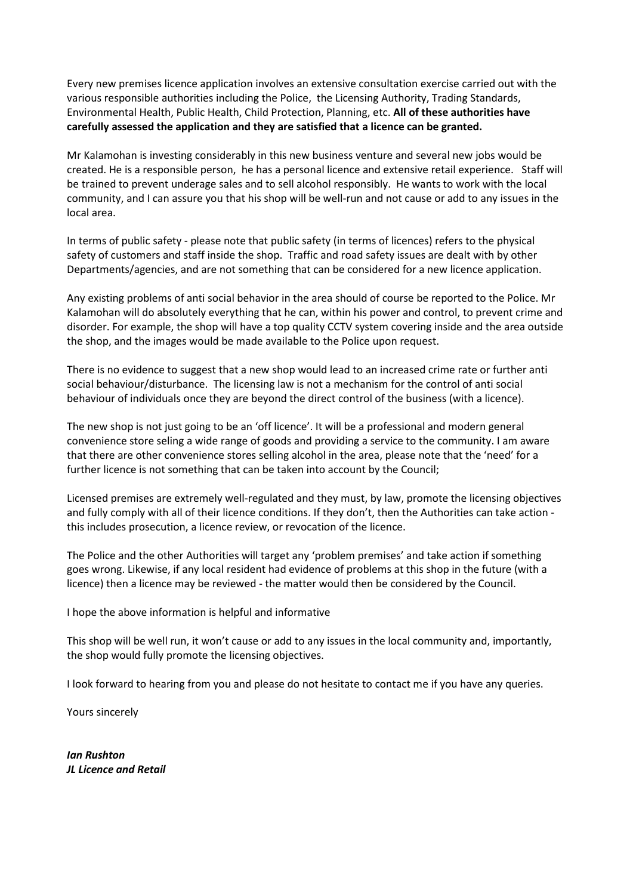Every new premises licence application involves an extensive consultation exercise carried out with the various responsible authorities including the Police, the Licensing Authority, Trading Standards, Environmental Health, Public Health, Child Protection, Planning, etc. **All of these authorities have carefully assessed the application and they are satisfied that a licence can be granted.**

Mr Kalamohan is investing considerably in this new business venture and several new jobs would be created. He is a responsible person, he has a personal licence and extensive retail experience. Staff will be trained to prevent underage sales and to sell alcohol responsibly. He wants to work with the local community, and I can assure you that his shop will be well-run and not cause or add to any issues in the local area.

In terms of public safety - please note that public safety (in terms of licences) refers to the physical safety of customers and staff inside the shop. Traffic and road safety issues are dealt with by other Departments/agencies, and are not something that can be considered for a new licence application.

Any existing problems of anti social behavior in the area should of course be reported to the Police. Mr Kalamohan will do absolutely everything that he can, within his power and control, to prevent crime and disorder. For example, the shop will have a top quality CCTV system covering inside and the area outside the shop, and the images would be made available to the Police upon request.

There is no evidence to suggest that a new shop would lead to an increased crime rate or further anti social behaviour/disturbance. The licensing law is not a mechanism for the control of anti social behaviour of individuals once they are beyond the direct control of the business (with a licence).

The new shop is not just going to be an 'off licence'. It will be a professional and modern general convenience store seling a wide range of goods and providing a service to the community. I am aware that there are other convenience stores selling alcohol in the area, please note that the 'need' for a further licence is not something that can be taken into account by the Council;

Licensed premises are extremely well-regulated and they must, by law, promote the licensing objectives and fully comply with all of their licence conditions. If they don't, then the Authorities can take action - this includes prosecution, a licence review, or revocation of the licence.

The Police and the other Authorities will target any 'problem premises' and take action if something goes wrong. Likewise, if any local resident had evidence of problems at this shop in the future (with a licence) then a licence may be reviewed - the matter would then be considered by the Council.

I hope the above information is helpful and informative

This shop will be well run, it won't cause or add to any issues in the local community and, importantly, the shop would fully promote the licensing objectives.

I look forward to hearing from you and please do not hesitate to contact me if you have any queries.

Yours sincerely

***Ian Rushton***
***JL Licence and Retail***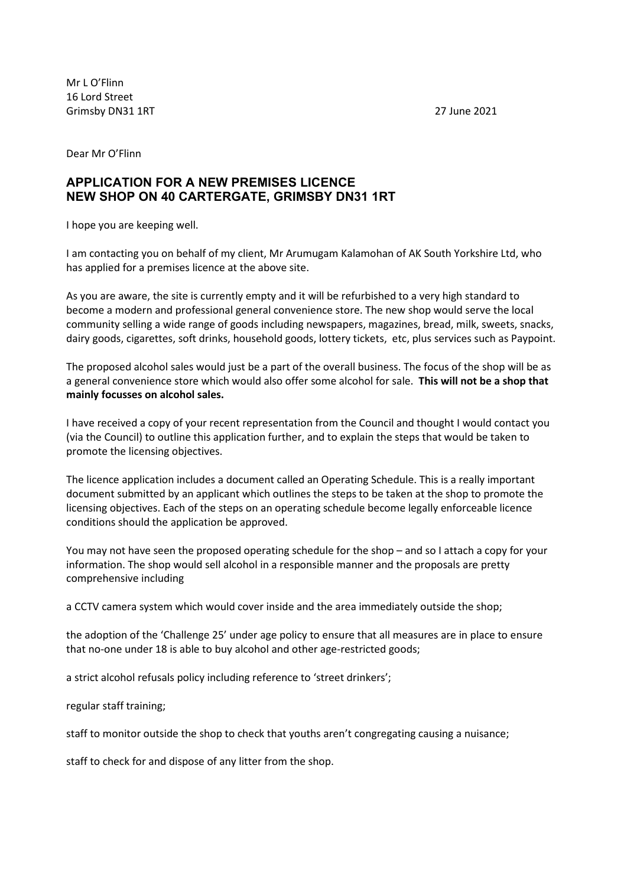Mr L O'Flinn
16 Lord Street
Grimsby DN31 1RT

27 June 2021

Dear Mr O'Flinn

## APPLICATION FOR A NEW PREMISES LICENCE
## NEW SHOP ON 40 CARTERGATE, GRIMSBY DN31 1RT

I hope you are keeping well.

I am contacting you on behalf of my client, Mr Arumugam Kalamohan of AK South Yorkshire Ltd, who has applied for a premises licence at the above site.

As you are aware, the site is currently empty and it will be refurbished to a very high standard to become a modern and professional general convenience store. The new shop would serve the local community selling a wide range of goods including newspapers, magazines, bread, milk, sweets, snacks, dairy goods, cigarettes, soft drinks, household goods, lottery tickets, etc, plus services such as Paypoint.

The proposed alcohol sales would just be a part of the overall business. The focus of the shop will be as a general convenience store which would also offer some alcohol for sale. **This will not be a shop that mainly focusses on alcohol sales.**

I have received a copy of your recent representation from the Council and thought I would contact you (via the Council) to outline this application further, and to explain the steps that would be taken to promote the licensing objectives.

The licence application includes a document called an Operating Schedule. This is a really important document submitted by an applicant which outlines the steps to be taken at the shop to promote the licensing objectives. Each of the steps on an operating schedule become legally enforceable licence conditions should the application be approved.

You may not have seen the proposed operating schedule for the shop – and so I attach a copy for your information. The shop would sell alcohol in a responsible manner and the proposals are pretty comprehensive including

a CCTV camera system which would cover inside and the area immediately outside the shop;

the adoption of the 'Challenge 25' under age policy to ensure that all measures are in place to ensure that no-one under 18 is able to buy alcohol and other age-restricted goods;

a strict alcohol refusals policy including reference to 'street drinkers';

regular staff training;

staff to monitor outside the shop to check that youths aren't congregating causing a nuisance;

staff to check for and dispose of any litter from the shop.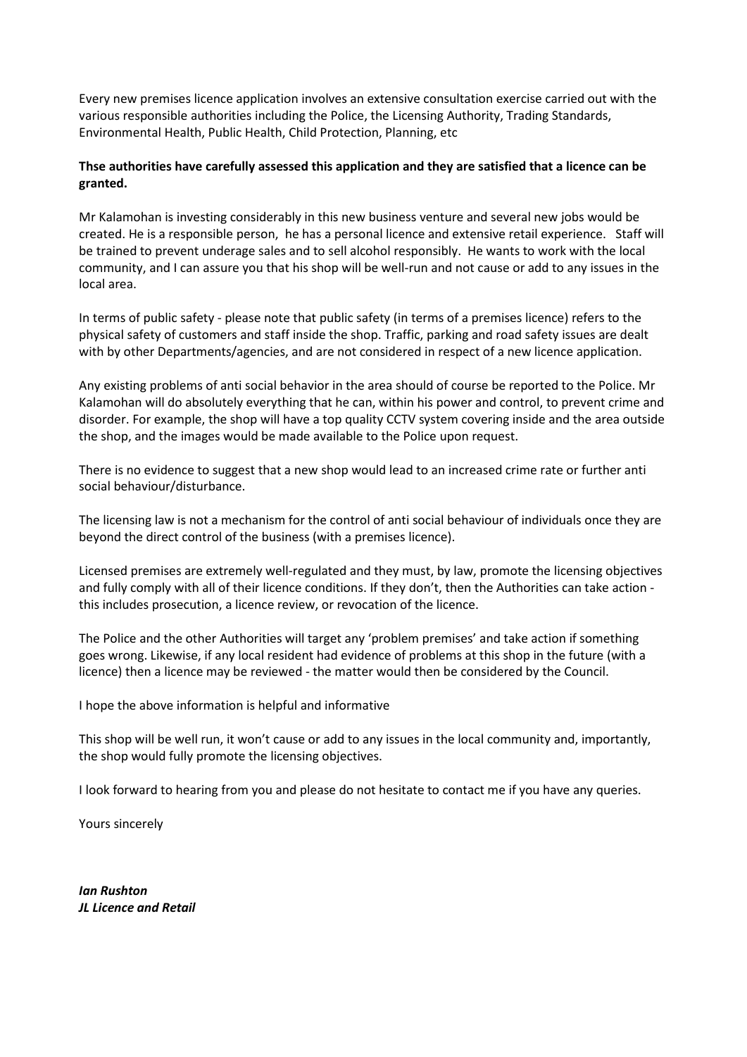Every new premises licence application involves an extensive consultation exercise carried out with the various responsible authorities including the Police, the Licensing Authority, Trading Standards, Environmental Health, Public Health, Child Protection, Planning, etc

**Thse authorities have carefully assessed this application and they are satisfied that a licence can be granted.**

Mr Kalamohan is investing considerably in this new business venture and several new jobs would be created. He is a responsible person, he has a personal licence and extensive retail experience. Staff will be trained to prevent underage sales and to sell alcohol responsibly. He wants to work with the local community, and I can assure you that his shop will be well-run and not cause or add to any issues in the local area.

In terms of public safety - please note that public safety (in terms of a premises licence) refers to the physical safety of customers and staff inside the shop. Traffic, parking and road safety issues are dealt with by other Departments/agencies, and are not considered in respect of a new licence application.

Any existing problems of anti social behavior in the area should of course be reported to the Police. Mr Kalamohan will do absolutely everything that he can, within his power and control, to prevent crime and disorder. For example, the shop will have a top quality CCTV system covering inside and the area outside the shop, and the images would be made available to the Police upon request.

There is no evidence to suggest that a new shop would lead to an increased crime rate or further anti social behaviour/disturbance.

The licensing law is not a mechanism for the control of anti social behaviour of individuals once they are beyond the direct control of the business (with a premises licence).

Licensed premises are extremely well-regulated and they must, by law, promote the licensing objectives and fully comply with all of their licence conditions. If they don't, then the Authorities can take action - this includes prosecution, a licence review, or revocation of the licence.

The Police and the other Authorities will target any 'problem premises' and take action if something goes wrong. Likewise, if any local resident had evidence of problems at this shop in the future (with a licence) then a licence may be reviewed - the matter would then be considered by the Council.

I hope the above information is helpful and informative

This shop will be well run, it won't cause or add to any issues in the local community and, importantly, the shop would fully promote the licensing objectives.

I look forward to hearing from you and please do not hesitate to contact me if you have any queries.

Yours sincerely

***Ian Rushton***
***JL Licence and Retail***